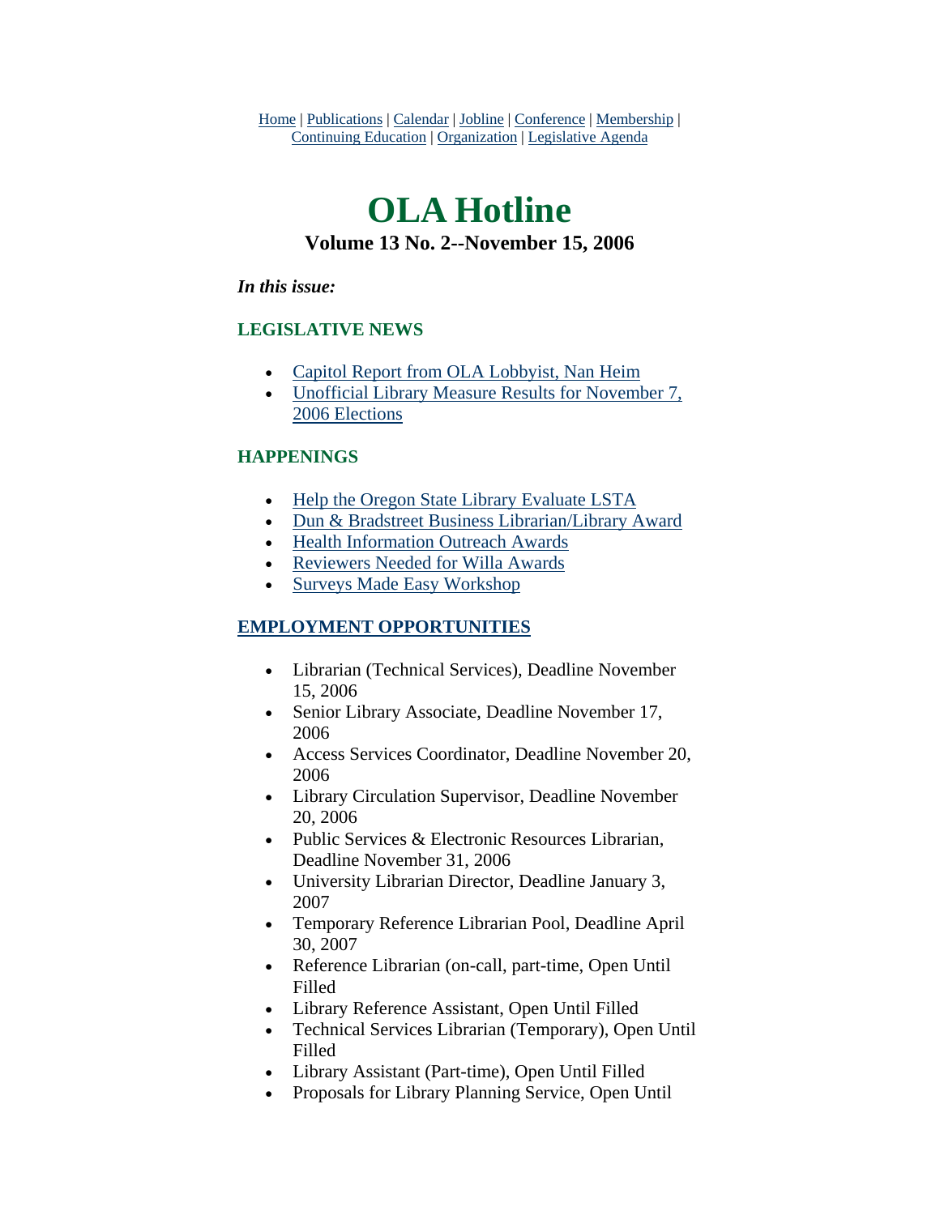Home | Publications | Calendar | Jobline | Conference | Membership | Continuing Education | Organization | Legislative Agenda

# OLA Hotline

### Volume 13 No. 2--November 15, 2006

***In this issue:***

### LEGISLATIVE NEWS

- Capitol Report from OLA Lobbyist, Nan Heim
- Unofficial Library Measure Results for November 7, 2006 Elections

### HAPPENINGS

- Help the Oregon State Library Evaluate LSTA
- Dun & Bradstreet Business Librarian/Library Award
- Health Information Outreach Awards
- Reviewers Needed for Willa Awards
- Surveys Made Easy Workshop

### EMPLOYMENT OPPORTUNITIES

- Librarian (Technical Services), Deadline November 15, 2006
- Senior Library Associate, Deadline November 17, 2006
- Access Services Coordinator, Deadline November 20, 2006
- Library Circulation Supervisor, Deadline November 20, 2006
- Public Services & Electronic Resources Librarian, Deadline November 31, 2006
- University Librarian Director, Deadline January 3, 2007
- Temporary Reference Librarian Pool, Deadline April 30, 2007
- Reference Librarian (on-call, part-time, Open Until Filled
- Library Reference Assistant, Open Until Filled
- Technical Services Librarian (Temporary), Open Until Filled
- Library Assistant (Part-time), Open Until Filled
- Proposals for Library Planning Service, Open Until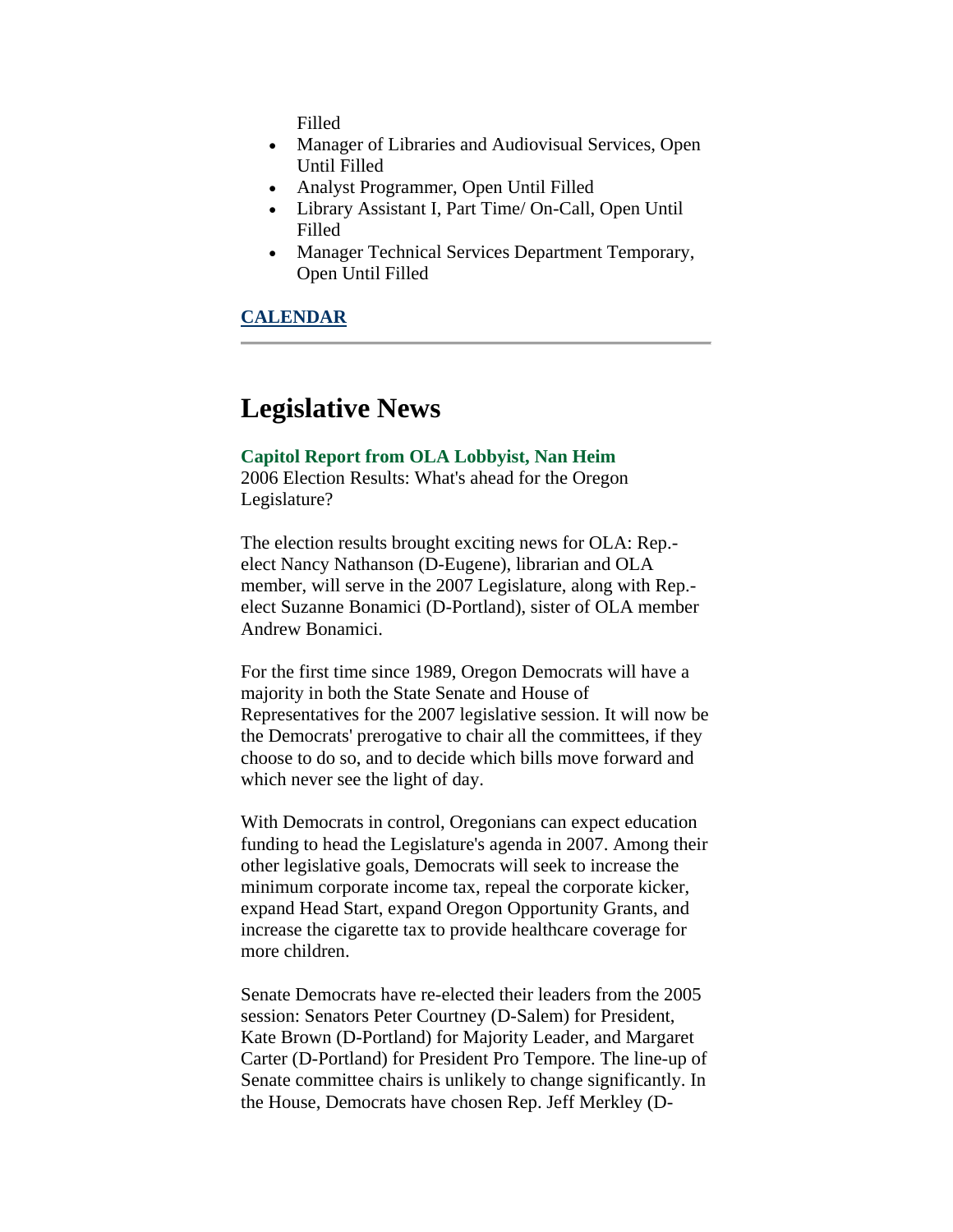Filled

- Manager of Libraries and Audiovisual Services, Open Until Filled
- Analyst Programmer, Open Until Filled
- Library Assistant I, Part Time/ On-Call, Open Until Filled
- Manager Technical Services Department Temporary, Open Until Filled

**CALENDAR**

---

# Legislative News

**Capitol Report from OLA Lobbyist, Nan Heim**
2006 Election Results: What's ahead for the Oregon Legislature?

The election results brought exciting news for OLA: Rep.-elect Nancy Nathanson (D-Eugene), librarian and OLA member, will serve in the 2007 Legislature, along with Rep.-elect Suzanne Bonamici (D-Portland), sister of OLA member Andrew Bonamici.

For the first time since 1989, Oregon Democrats will have a majority in both the State Senate and House of Representatives for the 2007 legislative session. It will now be the Democrats' prerogative to chair all the committees, if they choose to do so, and to decide which bills move forward and which never see the light of day.

With Democrats in control, Oregonians can expect education funding to head the Legislature's agenda in 2007. Among their other legislative goals, Democrats will seek to increase the minimum corporate income tax, repeal the corporate kicker, expand Head Start, expand Oregon Opportunity Grants, and increase the cigarette tax to provide healthcare coverage for more children.

Senate Democrats have re-elected their leaders from the 2005 session: Senators Peter Courtney (D-Salem) for President, Kate Brown (D-Portland) for Majority Leader, and Margaret Carter (D-Portland) for President Pro Tempore. The line-up of Senate committee chairs is unlikely to change significantly. In the House, Democrats have chosen Rep. Jeff Merkley (D-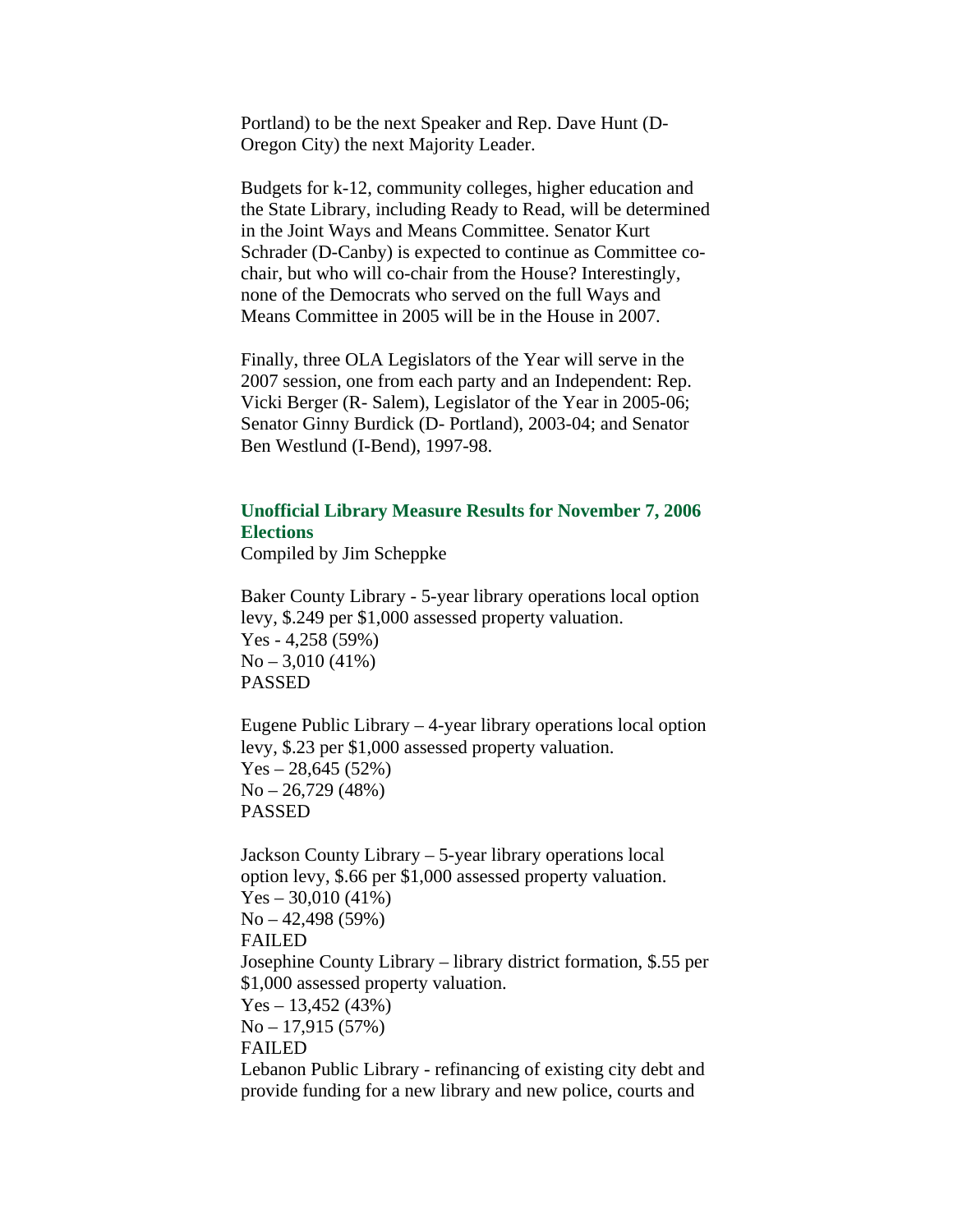Portland) to be the next Speaker and Rep. Dave Hunt (D-Oregon City) the next Majority Leader.

Budgets for k-12, community colleges, higher education and the State Library, including Ready to Read, will be determined in the Joint Ways and Means Committee. Senator Kurt Schrader (D-Canby) is expected to continue as Committee co-chair, but who will co-chair from the House? Interestingly, none of the Democrats who served on the full Ways and Means Committee in 2005 will be in the House in 2007.

Finally, three OLA Legislators of the Year will serve in the 2007 session, one from each party and an Independent: Rep. Vicki Berger (R- Salem), Legislator of the Year in 2005-06; Senator Ginny Burdick (D- Portland), 2003-04; and Senator Ben Westlund (I-Bend), 1997-98.

### Unofficial Library Measure Results for November 7, 2006 Elections

Compiled by Jim Scheppke

Baker County Library - 5-year library operations local option levy, $.249 per $1,000 assessed property valuation.  
Yes - 4,258 (59%)  
No – 3,010 (41%)  
PASSED

Eugene Public Library – 4-year library operations local option levy, $.23 per $1,000 assessed property valuation.  
Yes – 28,645 (52%)  
No – 26,729 (48%)  
PASSED

Jackson County Library – 5-year library operations local option levy, $.66 per $1,000 assessed property valuation.  
Yes – 30,010 (41%)  
No – 42,498 (59%)  
FAILED  
Josephine County Library – library district formation, $.55 per $1,000 assessed property valuation.  
Yes – 13,452 (43%)  
No – 17,915 (57%)  
FAILED  
Lebanon Public Library - refinancing of existing city debt and provide funding for a new library and new police, courts and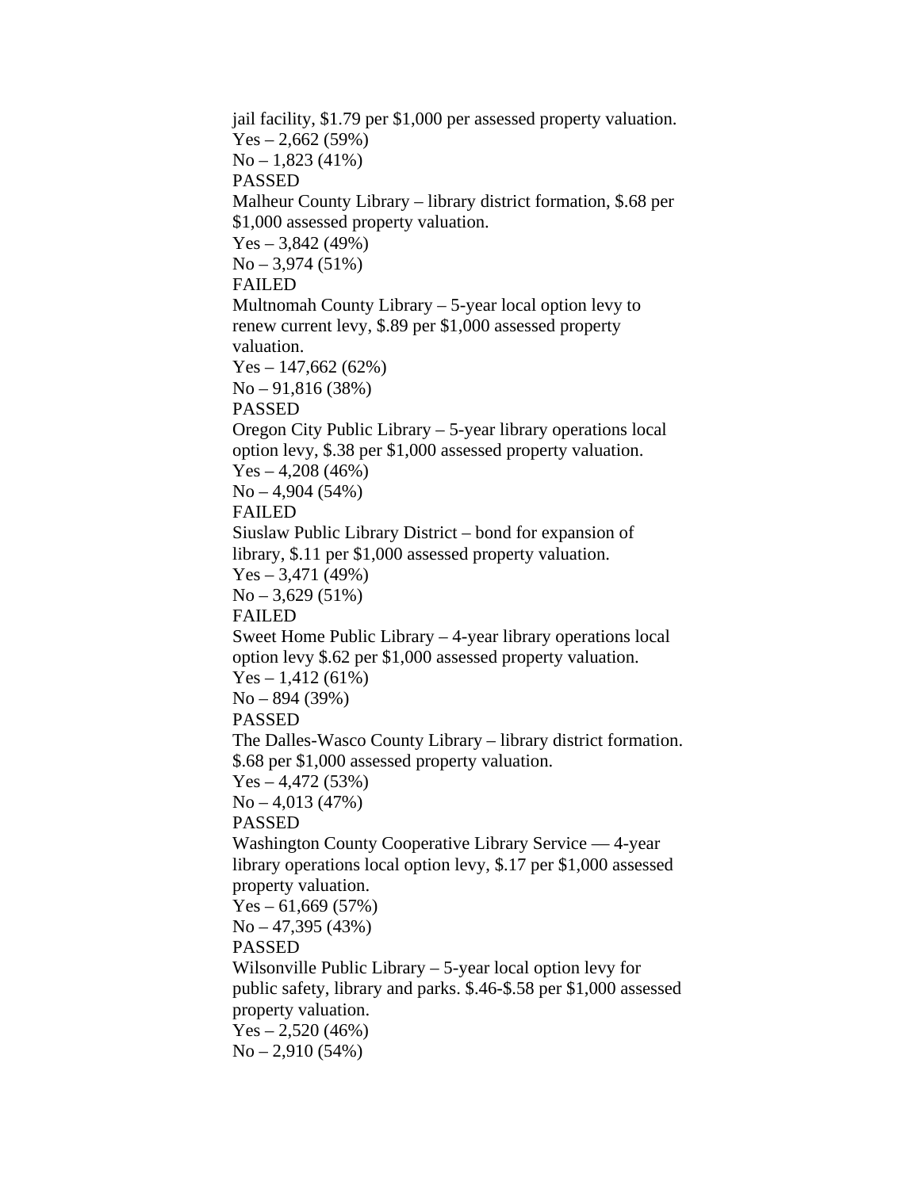jail facility, $1.79 per $1,000 per assessed property valuation.  
Yes – 2,662 (59%)  
No – 1,823 (41%)  
PASSED

Malheur County Library – library district formation, $.68 per $1,000 assessed property valuation.  
Yes – 3,842 (49%)  
No – 3,974 (51%)  
FAILED

Multnomah County Library – 5-year local option levy to renew current levy, $.89 per $1,000 assessed property valuation.  
Yes – 147,662 (62%)  
No – 91,816 (38%)  
PASSED

Oregon City Public Library – 5-year library operations local option levy, $.38 per $1,000 assessed property valuation.  
Yes – 4,208 (46%)  
No – 4,904 (54%)  
FAILED

Siuslaw Public Library District – bond for expansion of library, $.11 per $1,000 assessed property valuation.  
Yes – 3,471 (49%)  
No – 3,629 (51%)  
FAILED

Sweet Home Public Library – 4-year library operations local option levy $.62 per $1,000 assessed property valuation.  
Yes – 1,412 (61%)  
No – 894 (39%)  
PASSED

The Dalles-Wasco County Library – library district formation. $.68 per $1,000 assessed property valuation.  
Yes – 4,472 (53%)  
No – 4,013 (47%)  
PASSED

Washington County Cooperative Library Service — 4-year library operations local option levy, $.17 per $1,000 assessed property valuation.  
Yes – 61,669 (57%)  
No – 47,395 (43%)  
PASSED

Wilsonville Public Library – 5-year local option levy for public safety, library and parks. $.46-$.58 per $1,000 assessed property valuation.  
Yes – 2,520 (46%)  
No – 2,910 (54%)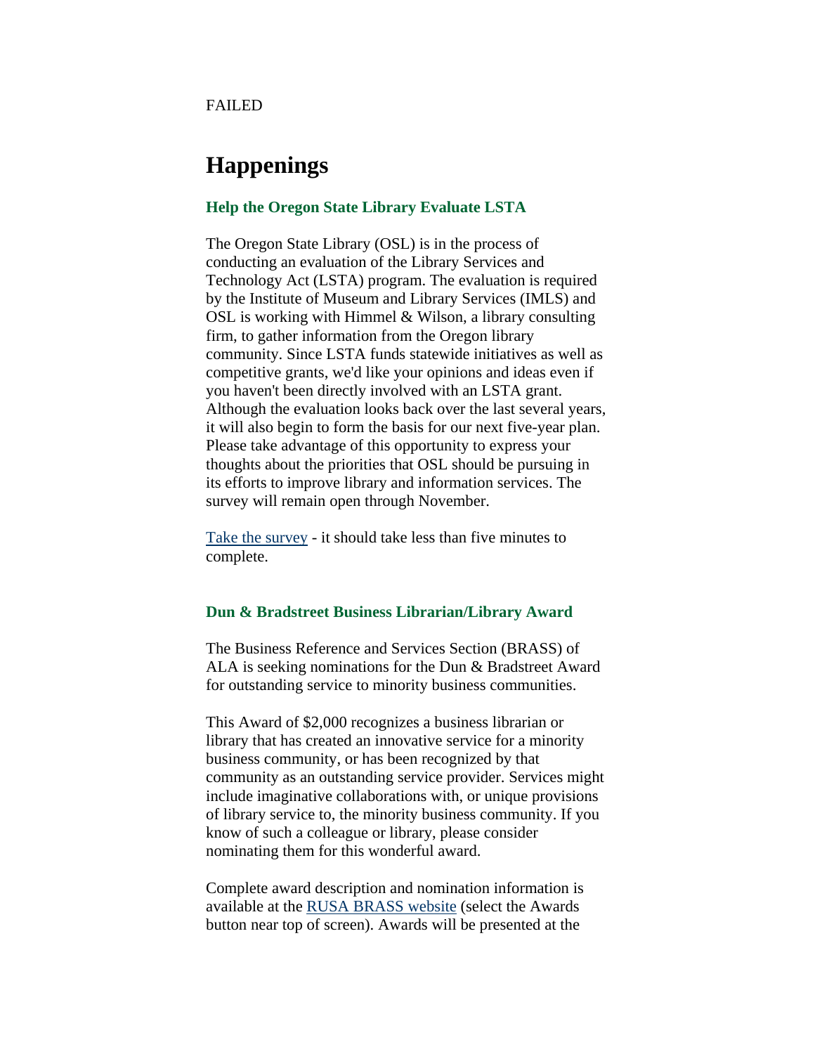FAILED

# Happenings

### Help the Oregon State Library Evaluate LSTA

The Oregon State Library (OSL) is in the process of conducting an evaluation of the Library Services and Technology Act (LSTA) program. The evaluation is required by the Institute of Museum and Library Services (IMLS) and OSL is working with Himmel & Wilson, a library consulting firm, to gather information from the Oregon library community. Since LSTA funds statewide initiatives as well as competitive grants, we'd like your opinions and ideas even if you haven't been directly involved with an LSTA grant. Although the evaluation looks back over the last several years, it will also begin to form the basis for our next five-year plan. Please take advantage of this opportunity to express your thoughts about the priorities that OSL should be pursuing in its efforts to improve library and information services. The survey will remain open through November.

Take the survey - it should take less than five minutes to complete.

### Dun & Bradstreet Business Librarian/Library Award

The Business Reference and Services Section (BRASS) of ALA is seeking nominations for the Dun & Bradstreet Award for outstanding service to minority business communities.

This Award of $2,000 recognizes a business librarian or library that has created an innovative service for a minority business community, or has been recognized by that community as an outstanding service provider. Services might include imaginative collaborations with, or unique provisions of library service to, the minority business community. If you know of such a colleague or library, please consider nominating them for this wonderful award.

Complete award description and nomination information is available at the RUSA BRASS website (select the Awards button near top of screen). Awards will be presented at the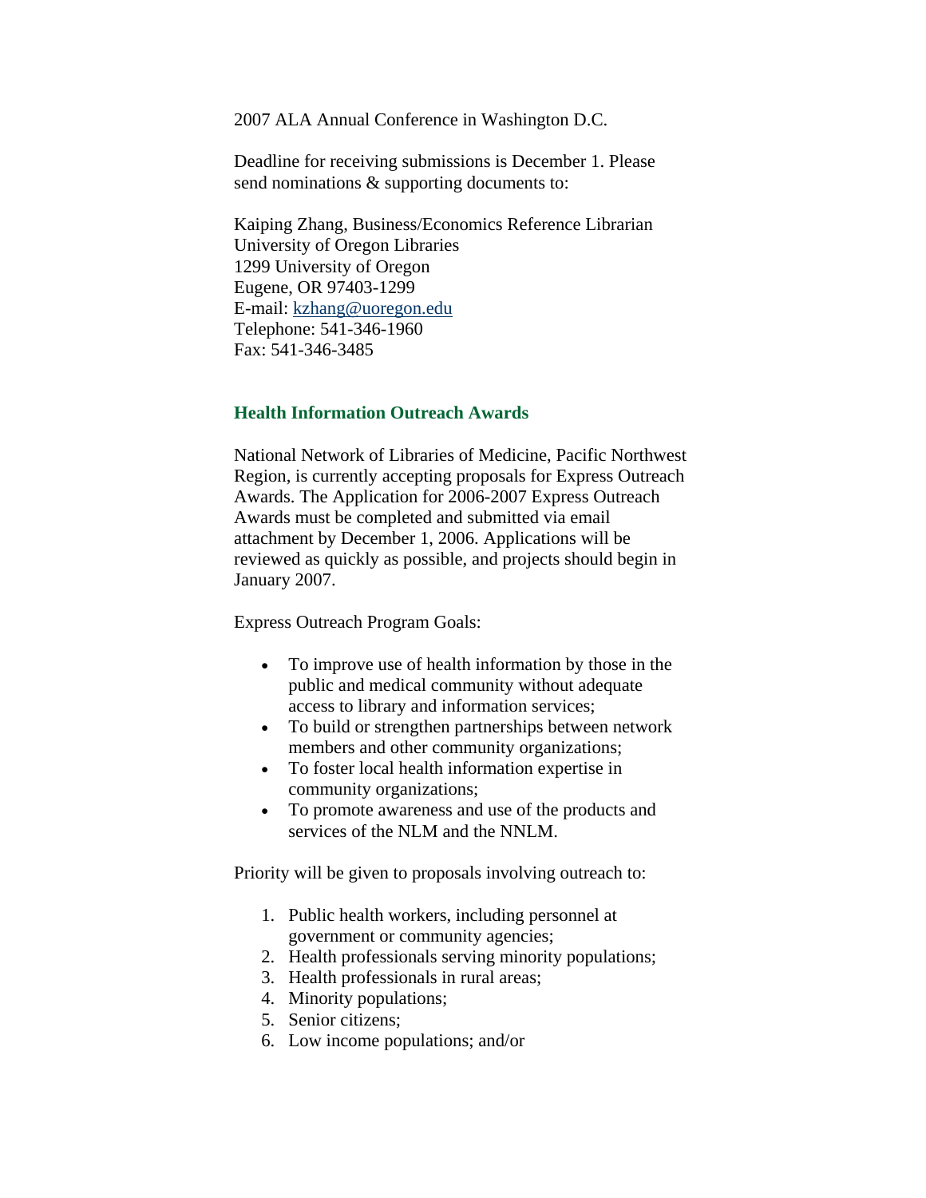2007 ALA Annual Conference in Washington D.C.

Deadline for receiving submissions is December 1. Please send nominations & supporting documents to:

Kaiping Zhang, Business/Economics Reference Librarian  
University of Oregon Libraries  
1299 University of Oregon  
Eugene, OR 97403-1299  
E-mail: kzhang@uoregon.edu  
Telephone: 541-346-1960  
Fax: 541-346-3485

### Health Information Outreach Awards

National Network of Libraries of Medicine, Pacific Northwest Region, is currently accepting proposals for Express Outreach Awards. The Application for 2006-2007 Express Outreach Awards must be completed and submitted via email attachment by December 1, 2006. Applications will be reviewed as quickly as possible, and projects should begin in January 2007.

Express Outreach Program Goals:

- To improve use of health information by those in the public and medical community without adequate access to library and information services;
- To build or strengthen partnerships between network members and other community organizations;
- To foster local health information expertise in community organizations;
- To promote awareness and use of the products and services of the NLM and the NNLM.

Priority will be given to proposals involving outreach to:

1. Public health workers, including personnel at government or community agencies;
2. Health professionals serving minority populations;
3. Health professionals in rural areas;
4. Minority populations;
5. Senior citizens;
6. Low income populations; and/or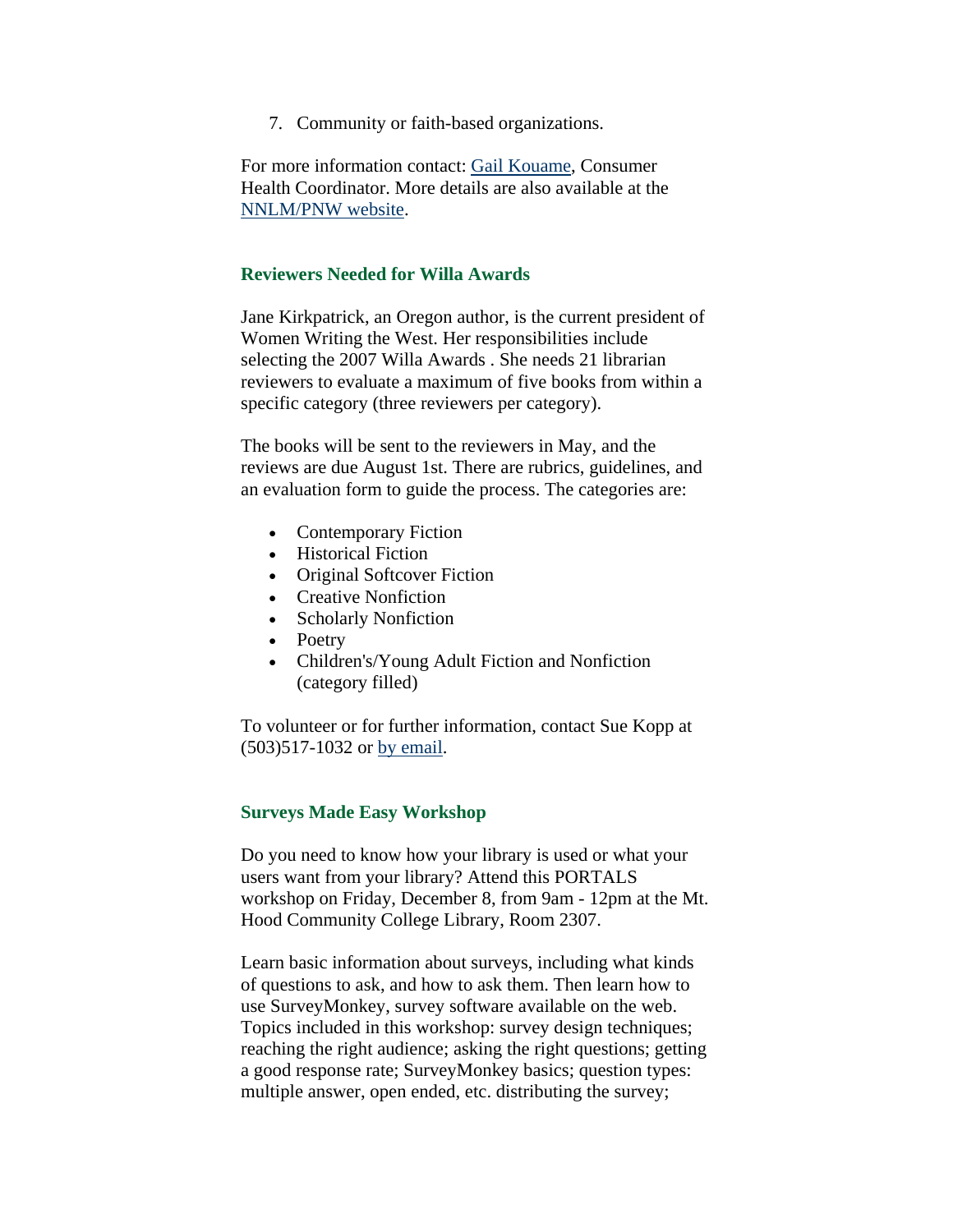7. Community or faith-based organizations.

For more information contact: Gail Kouame, Consumer Health Coordinator. More details are also available at the NNLM/PNW website.

### Reviewers Needed for Willa Awards

Jane Kirkpatrick, an Oregon author, is the current president of Women Writing the West. Her responsibilities include selecting the 2007 Willa Awards . She needs 21 librarian reviewers to evaluate a maximum of five books from within a specific category (three reviewers per category).

The books will be sent to the reviewers in May, and the reviews are due August 1st. There are rubrics, guidelines, and an evaluation form to guide the process. The categories are:

- Contemporary Fiction
- Historical Fiction
- Original Softcover Fiction
- Creative Nonfiction
- Scholarly Nonfiction
- Poetry
- Children's/Young Adult Fiction and Nonfiction (category filled)

To volunteer or for further information, contact Sue Kopp at (503)517-1032 or by email.

### Surveys Made Easy Workshop

Do you need to know how your library is used or what your users want from your library? Attend this PORTALS workshop on Friday, December 8, from 9am - 12pm at the Mt. Hood Community College Library, Room 2307.

Learn basic information about surveys, including what kinds of questions to ask, and how to ask them. Then learn how to use SurveyMonkey, survey software available on the web. Topics included in this workshop: survey design techniques; reaching the right audience; asking the right questions; getting a good response rate; SurveyMonkey basics; question types: multiple answer, open ended, etc. distributing the survey;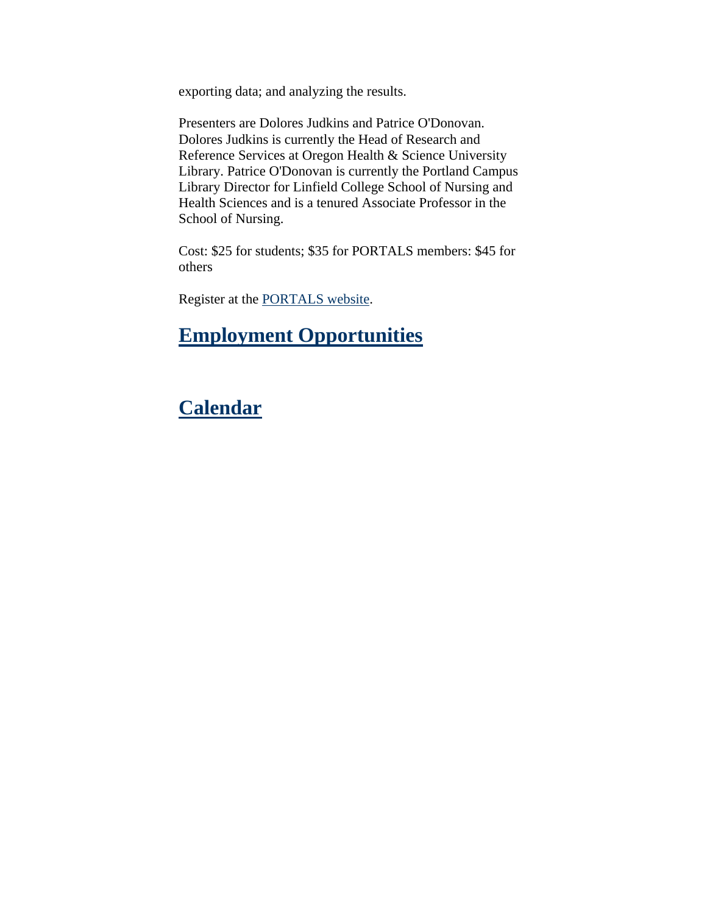exporting data; and analyzing the results.

Presenters are Dolores Judkins and Patrice O'Donovan. Dolores Judkins is currently the Head of Research and Reference Services at Oregon Health & Science University Library. Patrice O'Donovan is currently the Portland Campus Library Director for Linfield College School of Nursing and Health Sciences and is a tenured Associate Professor in the School of Nursing.

Cost: $25 for students; $35 for PORTALS members: $45 for others

Register at the PORTALS website.

## Employment Opportunities

## Calendar